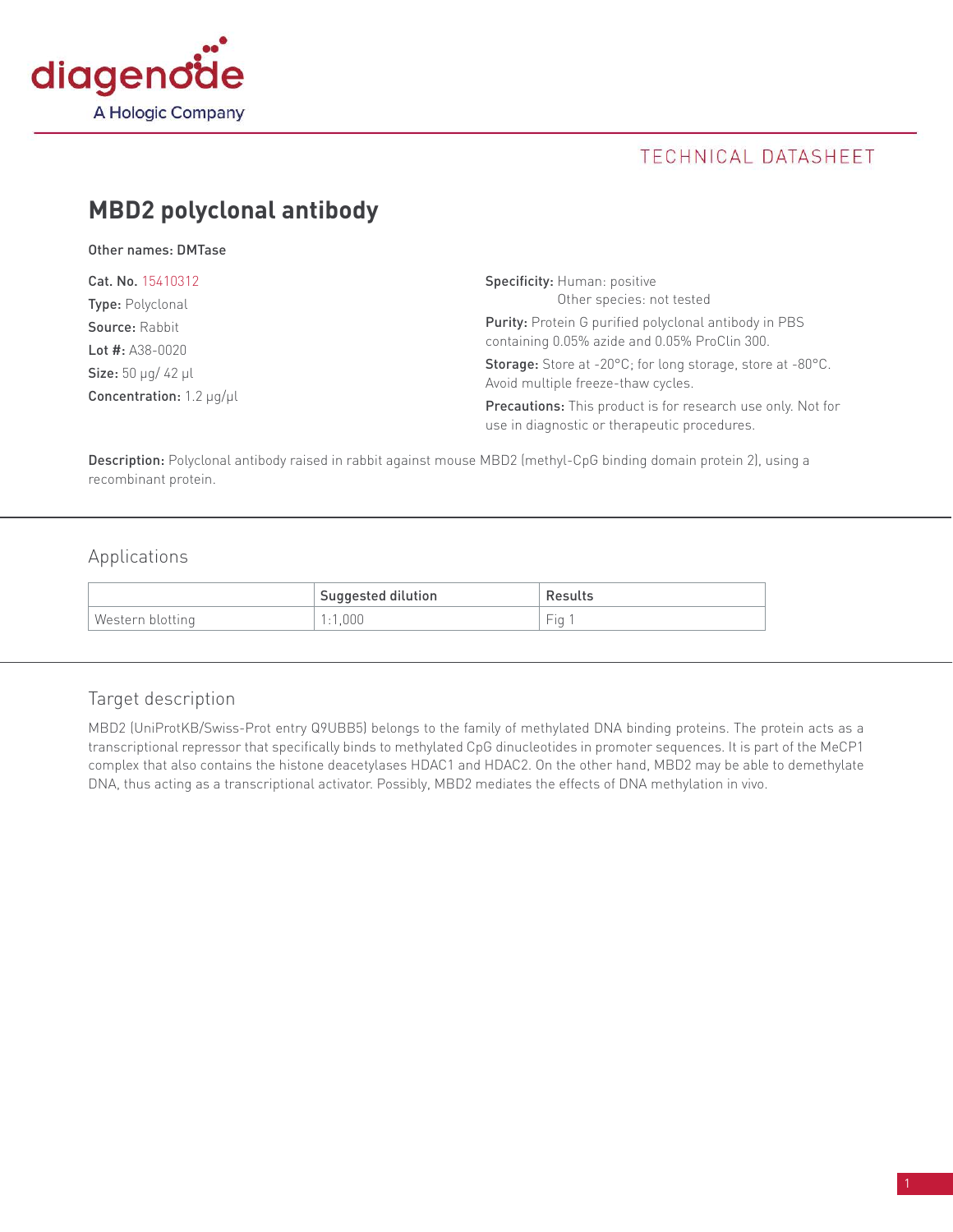diagenode

A Hologic Company

TECHNICAL DATASHEET

# MBD2 polyclonal antibody

**Other names:** DMTase

**Cat. No.** 15410312
**Type:** Polyclonal
**Source:** Rabbit
**Lot #:** A38-0020
**Size:** 50 µg/ 42 µl
**Concentration:** 1.2 µg/µl

**Specificity:** Human: positive
Other species: not tested

**Purity:** Protein G purified polyclonal antibody in PBS containing 0.05% azide and 0.05% ProClin 300.

**Storage:** Store at -20°C; for long storage, store at -80°C. Avoid multiple freeze-thaw cycles.

**Precautions:** This product is for research use only. Not for use in diagnostic or therapeutic procedures.

**Description:** Polyclonal antibody raised in rabbit against mouse MBD2 (methyl-CpG binding domain protein 2), using a recombinant protein.

## Applications

| | Suggested dilution | Results |
|---|---|---|
| Western blotting | 1:1,000 | Fig 1 |

## Target description

MBD2 (UniProtKB/Swiss-Prot entry Q9UBB5) belongs to the family of methylated DNA binding proteins. The protein acts as a transcriptional repressor that specifically binds to methylated CpG dinucleotides in promoter sequences. It is part of the MeCP1 complex that also contains the histone deacetylases HDAC1 and HDAC2. On the other hand, MBD2 may be able to demethylate DNA, thus acting as a transcriptional activator. Possibly, MBD2 mediates the effects of DNA methylation in vivo.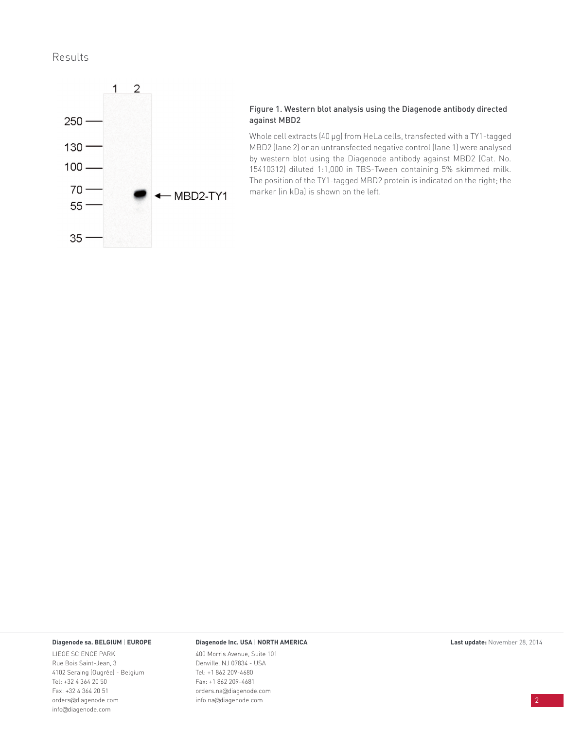## Results

1 2

250
130
100
70
55
35

MBD2-TY1

**Figure 1. Western blot analysis using the Diagenode antibody directed against MBD2**

Whole cell extracts (40 µg) from HeLa cells, transfected with a TY1-tagged MBD2 (lane 2) or an untransfected negative control (lane 1) were analysed by western blot using the Diagenode antibody against MBD2 (Cat. No. 15410312) diluted 1:1,000 in TBS-Tween containing 5% skimmed milk. The position of the TY1-tagged MBD2 protein is indicated on the right; the marker (in kDa) is shown on the left.

**Diagenode sa. BELGIUM | EUROPE**
LIEGE SCIENCE PARK
Rue Bois Saint-Jean, 3
4102 Seraing (Ougrée) - Belgium
Tel: +32 4 364 20 50
Fax: +32 4 364 20 51
orders@diagenode.com
info@diagenode.com

**Diagenode Inc. USA | NORTH AMERICA**
400 Morris Avenue, Suite 101
Denville, NJ 07834 - USA
Tel: +1 862 209-4680
Fax: +1 862 209-4681
orders.na@diagenode.com
info.na@diagenode.com

**Last update:** November 28, 2014